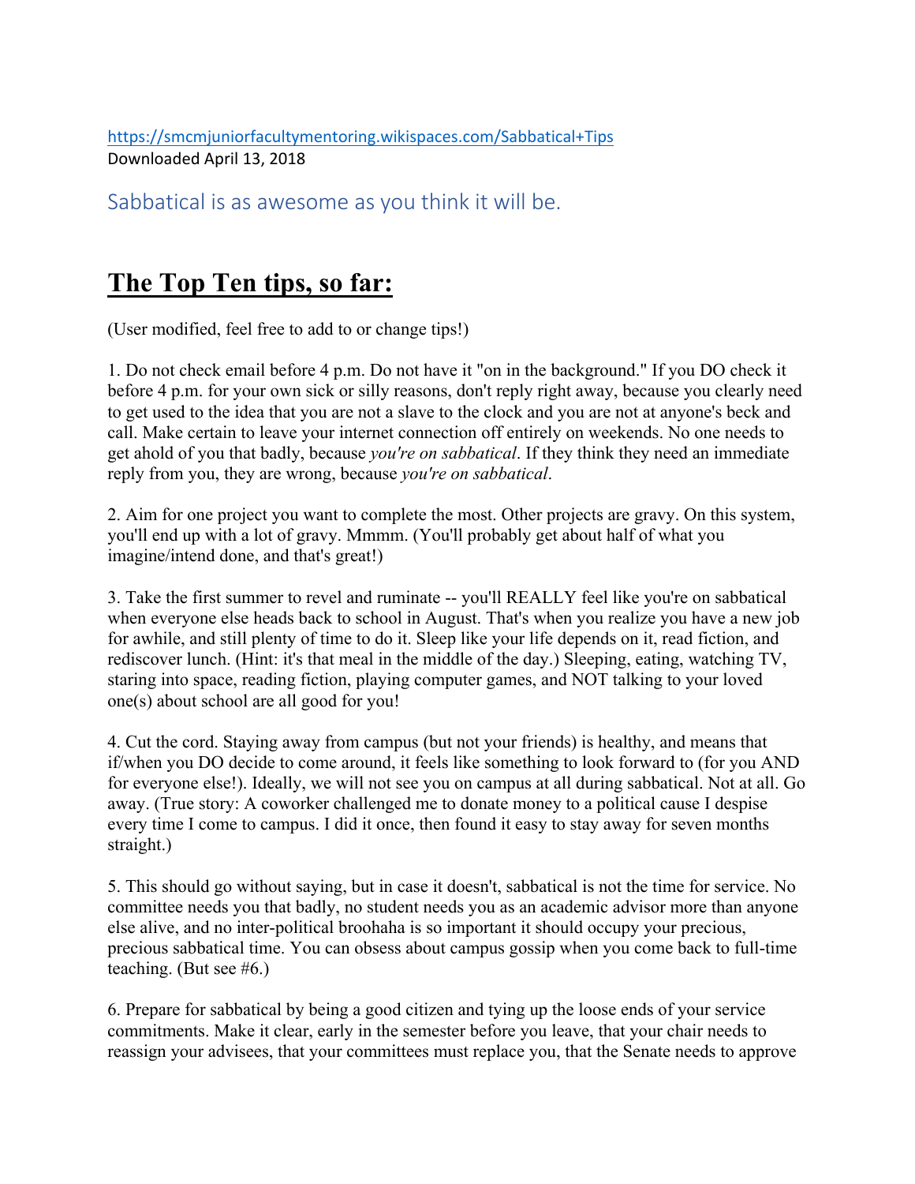https://smcmjuniorfacultymentoring.wikispaces.com/Sabbatical+Tips
Downloaded April 13, 2018

## Sabbatical is as awesome as you think it will be.

# The Top Ten tips, so far:

(User modified, feel free to add to or change tips!)

1. Do not check email before 4 p.m. Do not have it "on in the background." If you DO check it before 4 p.m. for your own sick or silly reasons, don't reply right away, because you clearly need to get used to the idea that you are not a slave to the clock and you are not at anyone's beck and call. Make certain to leave your internet connection off entirely on weekends. No one needs to get ahold of you that badly, because *you're on sabbatical*. If they think they need an immediate reply from you, they are wrong, because *you're on sabbatical*.

2. Aim for one project you want to complete the most. Other projects are gravy. On this system, you'll end up with a lot of gravy. Mmmm. (You'll probably get about half of what you imagine/intend done, and that's great!)

3. Take the first summer to revel and ruminate -- you'll REALLY feel like you're on sabbatical when everyone else heads back to school in August. That's when you realize you have a new job for awhile, and still plenty of time to do it. Sleep like your life depends on it, read fiction, and rediscover lunch. (Hint: it's that meal in the middle of the day.) Sleeping, eating, watching TV, staring into space, reading fiction, playing computer games, and NOT talking to your loved one(s) about school are all good for you!

4. Cut the cord. Staying away from campus (but not your friends) is healthy, and means that if/when you DO decide to come around, it feels like something to look forward to (for you AND for everyone else!). Ideally, we will not see you on campus at all during sabbatical. Not at all. Go away. (True story: A coworker challenged me to donate money to a political cause I despise every time I come to campus. I did it once, then found it easy to stay away for seven months straight.)

5. This should go without saying, but in case it doesn't, sabbatical is not the time for service. No committee needs you that badly, no student needs you as an academic advisor more than anyone else alive, and no inter-political broohaha is so important it should occupy your precious, precious sabbatical time. You can obsess about campus gossip when you come back to full-time teaching. (But see #6.)

6. Prepare for sabbatical by being a good citizen and tying up the loose ends of your service commitments. Make it clear, early in the semester before you leave, that your chair needs to reassign your advisees, that your committees must replace you, that the Senate needs to approve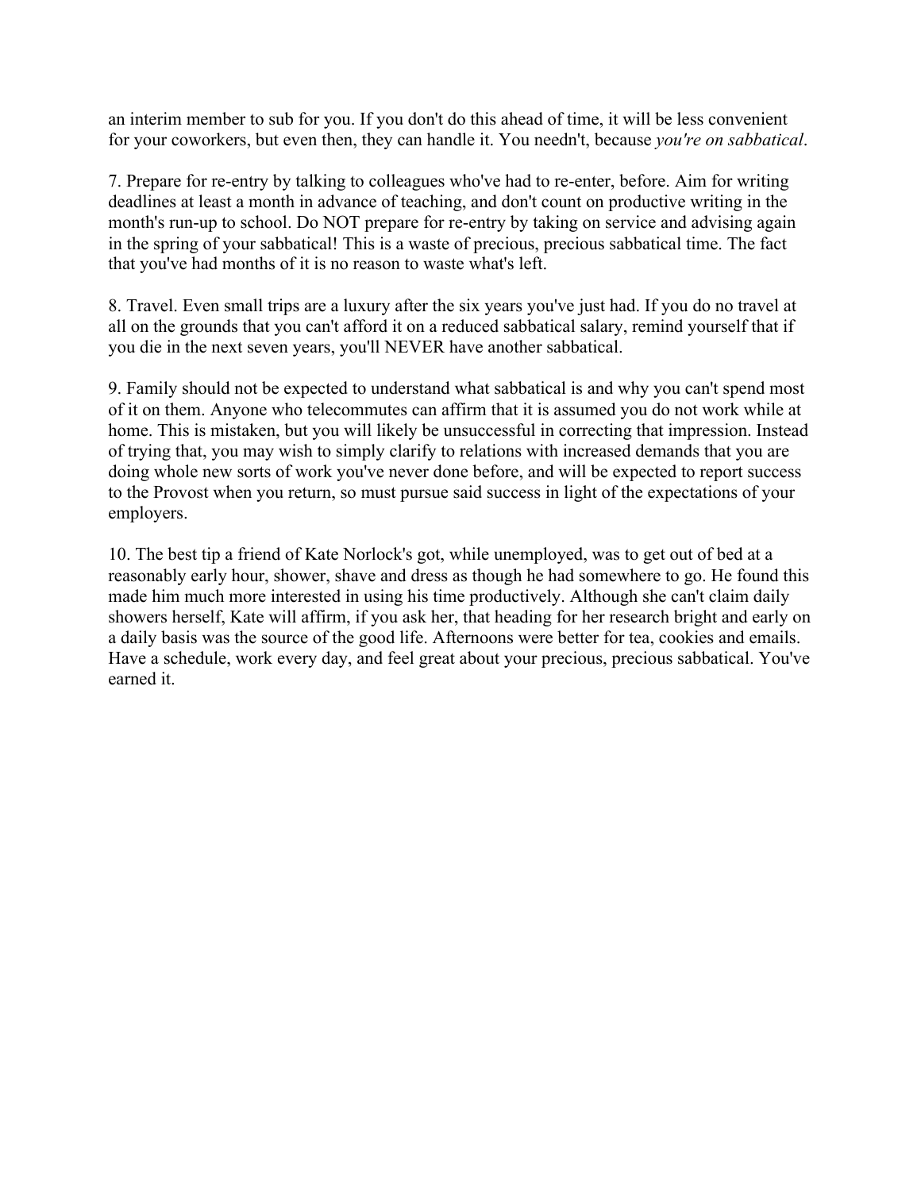an interim member to sub for you. If you don't do this ahead of time, it will be less convenient for your coworkers, but even then, they can handle it. You needn't, because *you're on sabbatical*.

7. Prepare for re-entry by talking to colleagues who've had to re-enter, before. Aim for writing deadlines at least a month in advance of teaching, and don't count on productive writing in the month's run-up to school. Do NOT prepare for re-entry by taking on service and advising again in the spring of your sabbatical! This is a waste of precious, precious sabbatical time. The fact that you've had months of it is no reason to waste what's left.

8. Travel. Even small trips are a luxury after the six years you've just had. If you do no travel at all on the grounds that you can't afford it on a reduced sabbatical salary, remind yourself that if you die in the next seven years, you'll NEVER have another sabbatical.

9. Family should not be expected to understand what sabbatical is and why you can't spend most of it on them. Anyone who telecommutes can affirm that it is assumed you do not work while at home. This is mistaken, but you will likely be unsuccessful in correcting that impression. Instead of trying that, you may wish to simply clarify to relations with increased demands that you are doing whole new sorts of work you've never done before, and will be expected to report success to the Provost when you return, so must pursue said success in light of the expectations of your employers.

10. The best tip a friend of Kate Norlock's got, while unemployed, was to get out of bed at a reasonably early hour, shower, shave and dress as though he had somewhere to go. He found this made him much more interested in using his time productively. Although she can't claim daily showers herself, Kate will affirm, if you ask her, that heading for her research bright and early on a daily basis was the source of the good life. Afternoons were better for tea, cookies and emails. Have a schedule, work every day, and feel great about your precious, precious sabbatical. You've earned it.